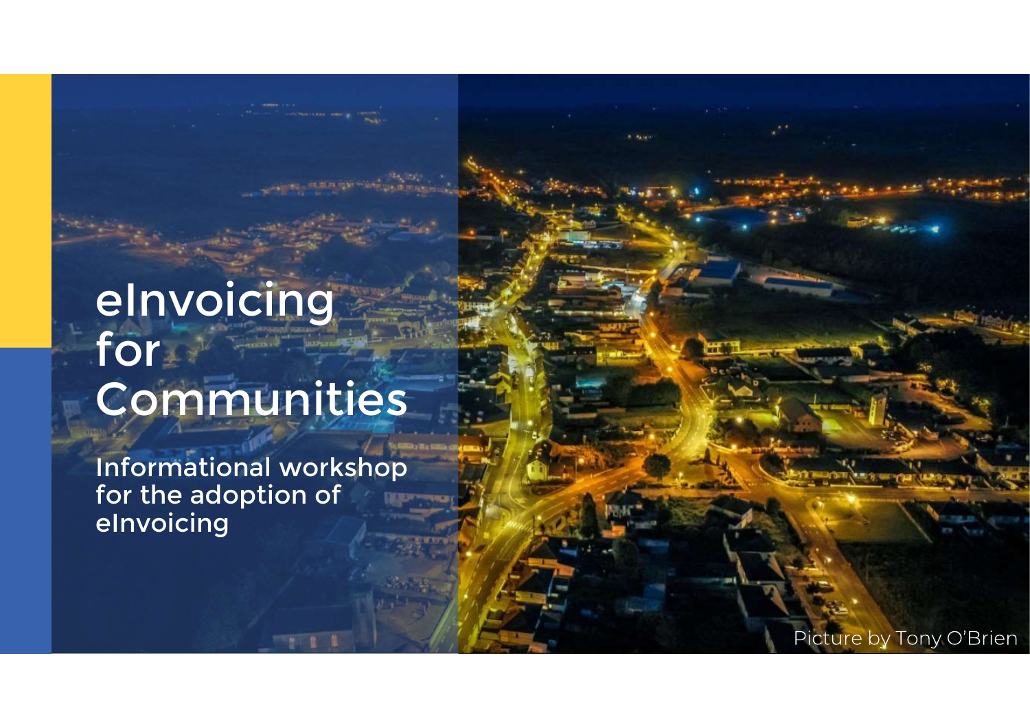# eInvoicing for Communities

Informational workshop for the adoption of eInvoicing

Picture by Tony O'Brien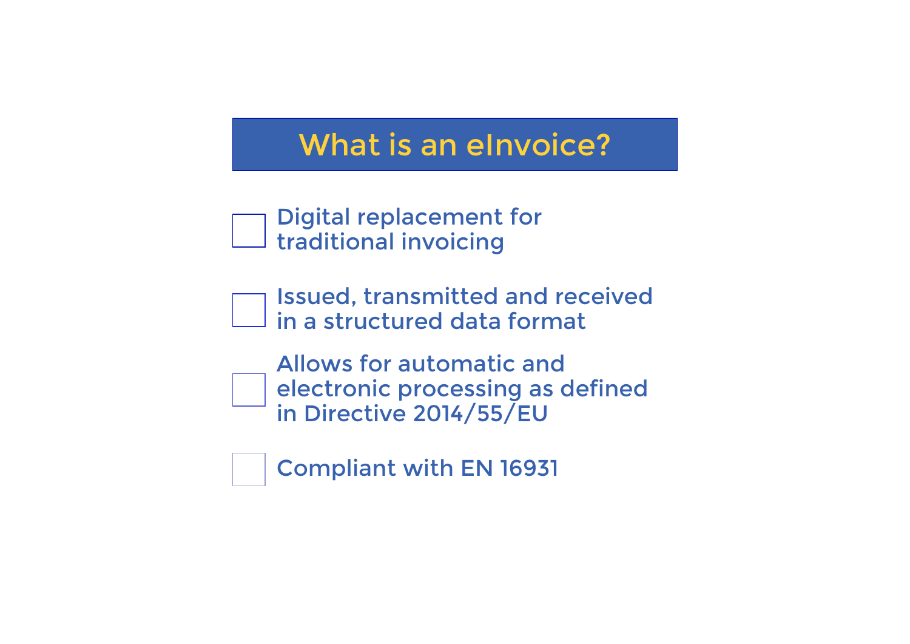# What is an eInvoice?

- [ ] Digital replacement for traditional invoicing
- [ ] Issued, transmitted and received in a structured data format
- [ ] Allows for automatic and electronic processing as defined in Directive 2014/55/EU
- [ ] Compliant with EN 16931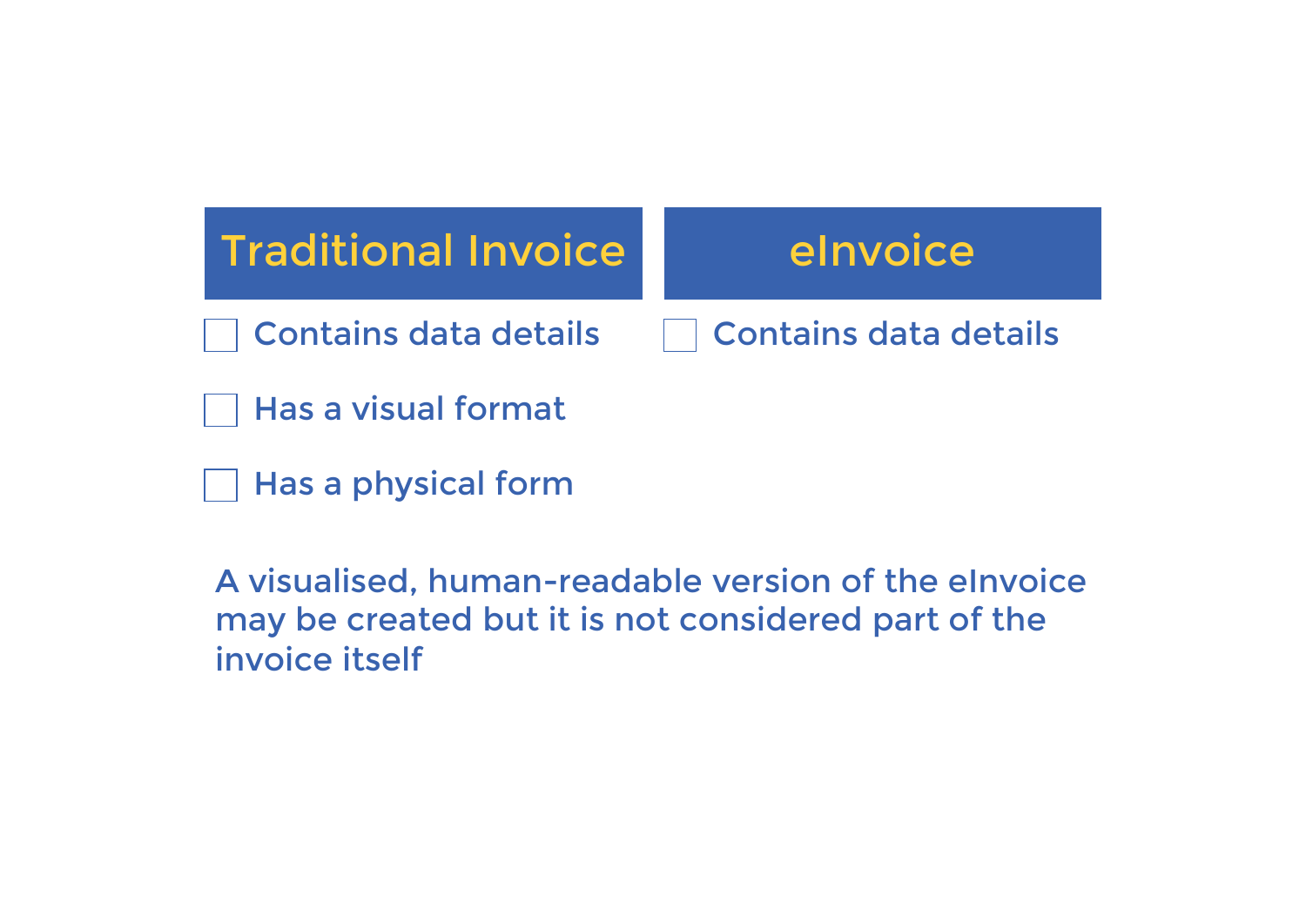| Traditional Invoice | eInvoice |
| --- | --- |
| ☐ Contains data details | ☐ Contains data details |
| ☐ Has a visual format | |
| ☐ Has a physical form | |

A visualised, human-readable version of the eInvoice may be created but it is not considered part of the invoice itself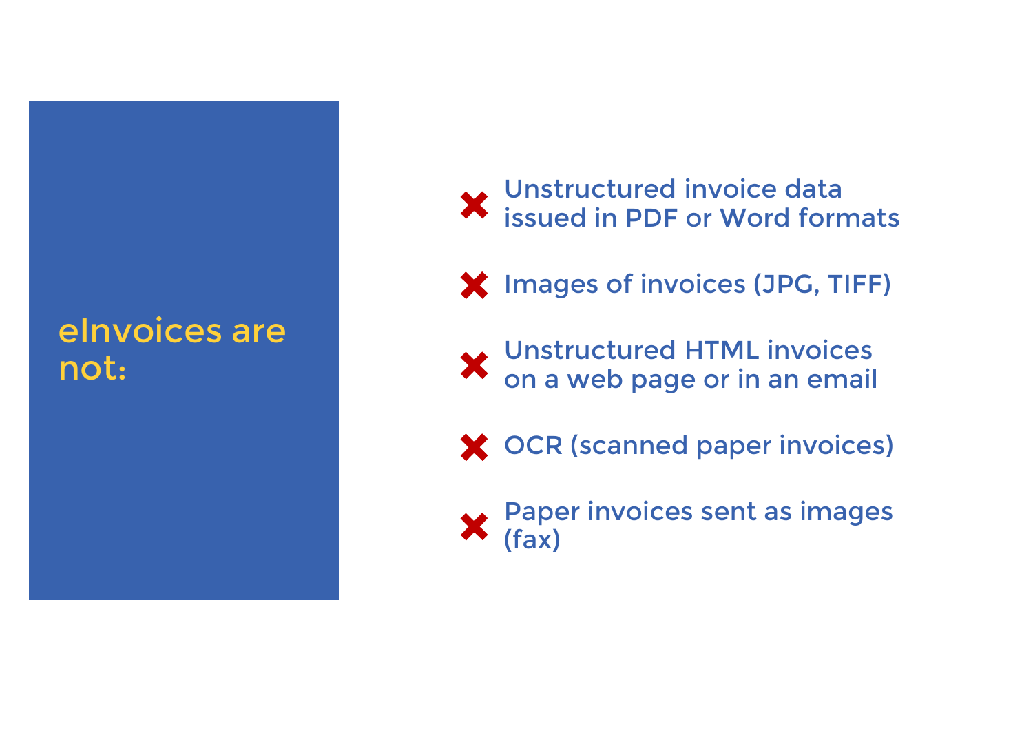## eInvoices are not:

- ✖ Unstructured invoice data issued in PDF or Word formats
- ✖ Images of invoices (JPG, TIFF)
- ✖ Unstructured HTML invoices on a web page or in an email
- ✖ OCR (scanned paper invoices)
- ✖ Paper invoices sent as images (fax)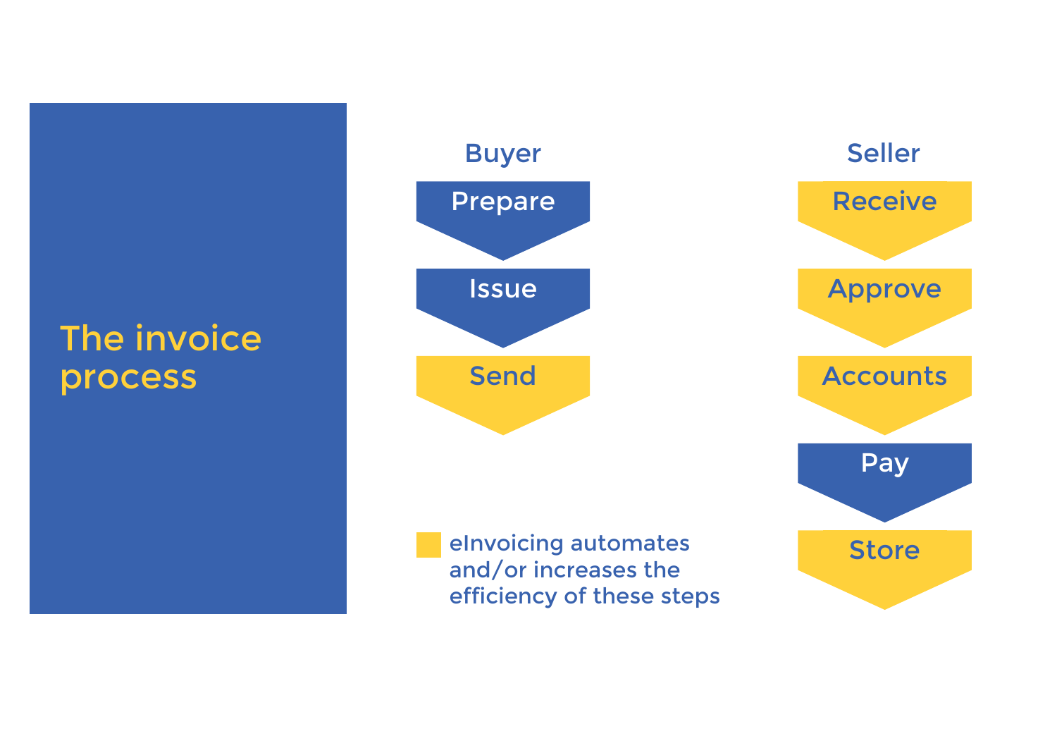# The invoice process

**Buyer**

- Prepare
- Issue
- Send

**Seller**

- Receive
- Approve
- Accounts
- Pay
- Store

eInvoicing automates and/or increases the efficiency of these steps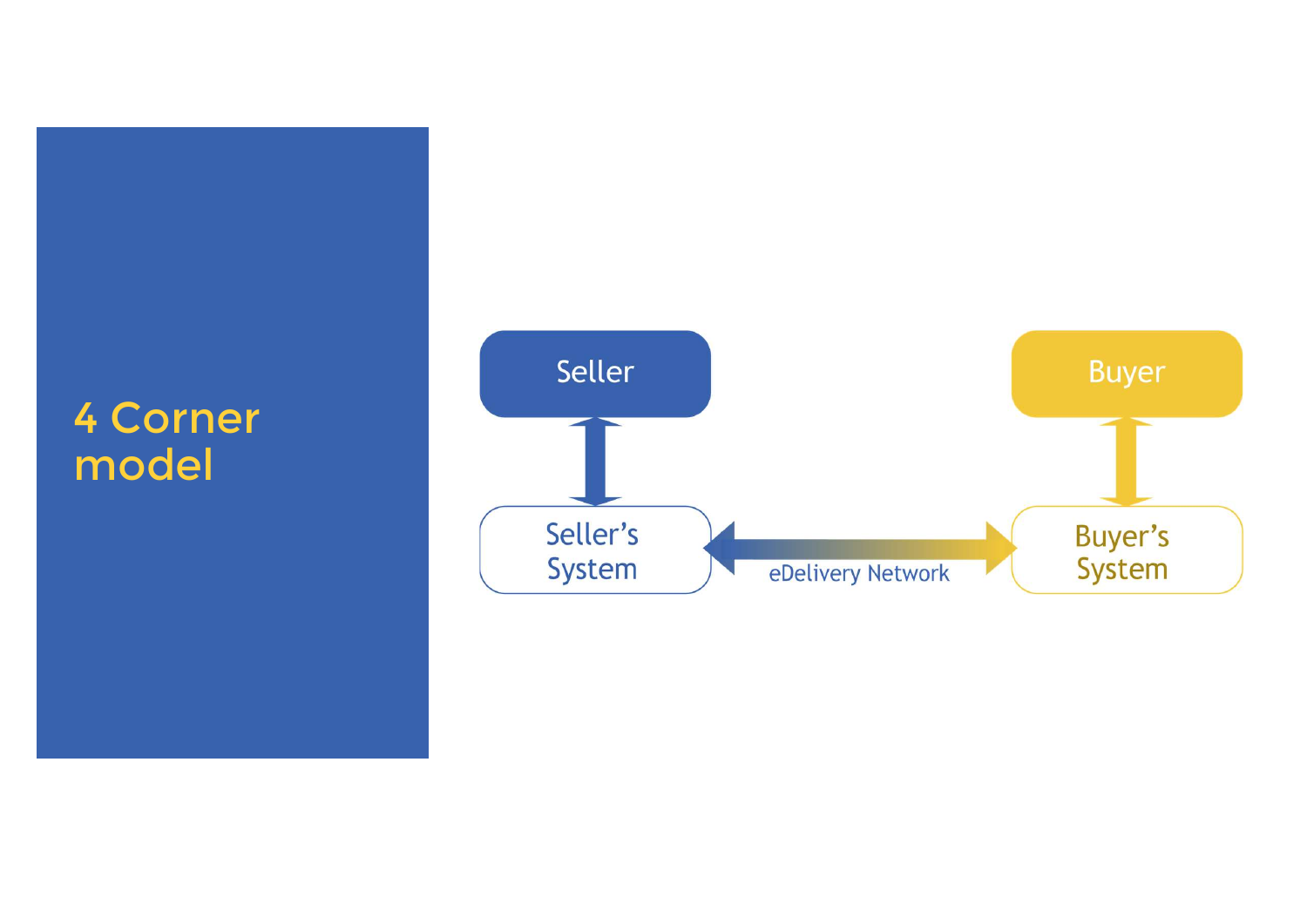# 4 Corner model

Seller

Seller's System

eDelivery Network

Buyer

Buyer's System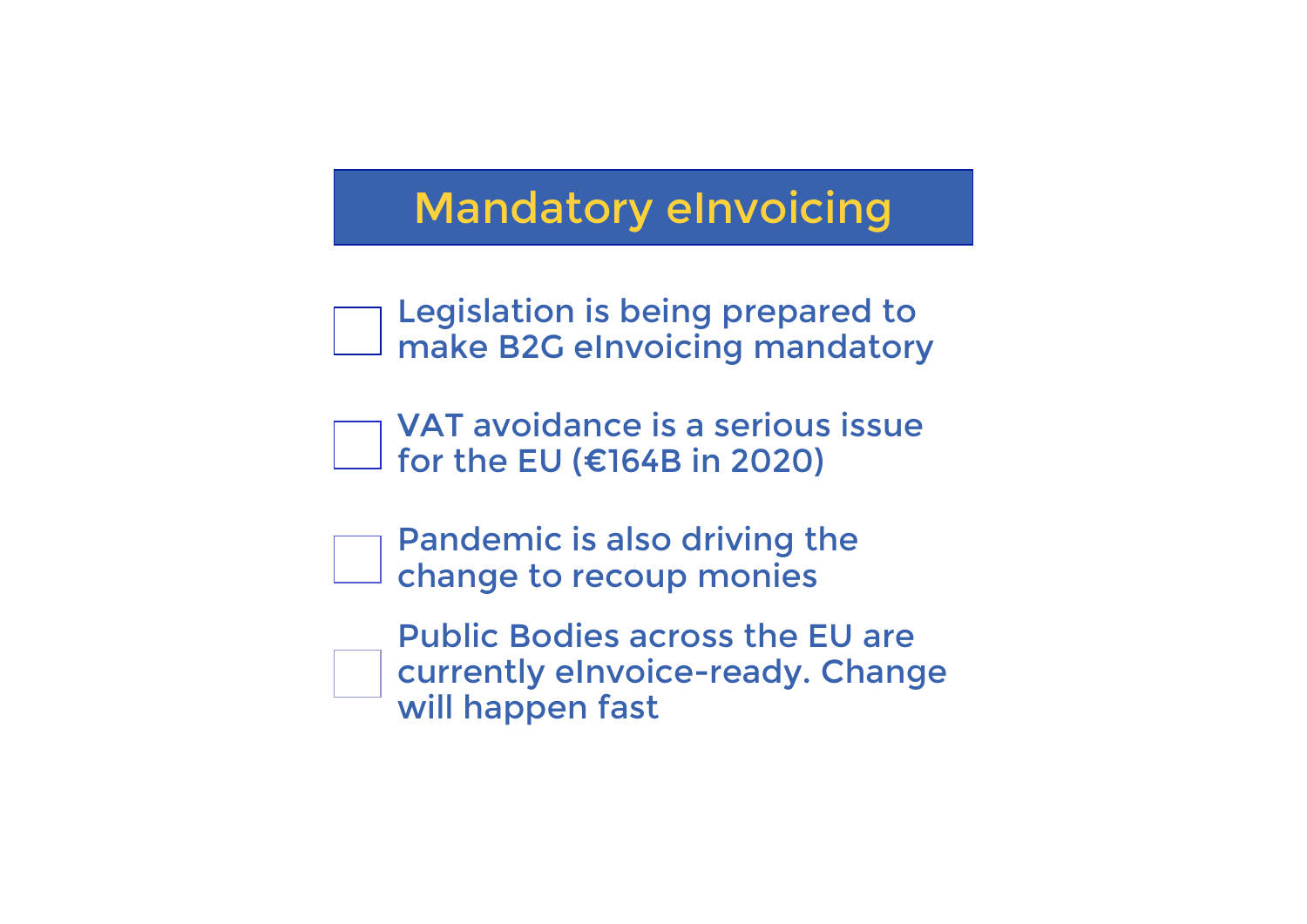# Mandatory eInvoicing

- [ ] Legislation is being prepared to make B2G eInvoicing mandatory
- [ ] VAT avoidance is a serious issue for the EU (€164B in 2020)
- [ ] Pandemic is also driving the change to recoup monies
- [ ] Public Bodies across the EU are currently eInvoice-ready. Change will happen fast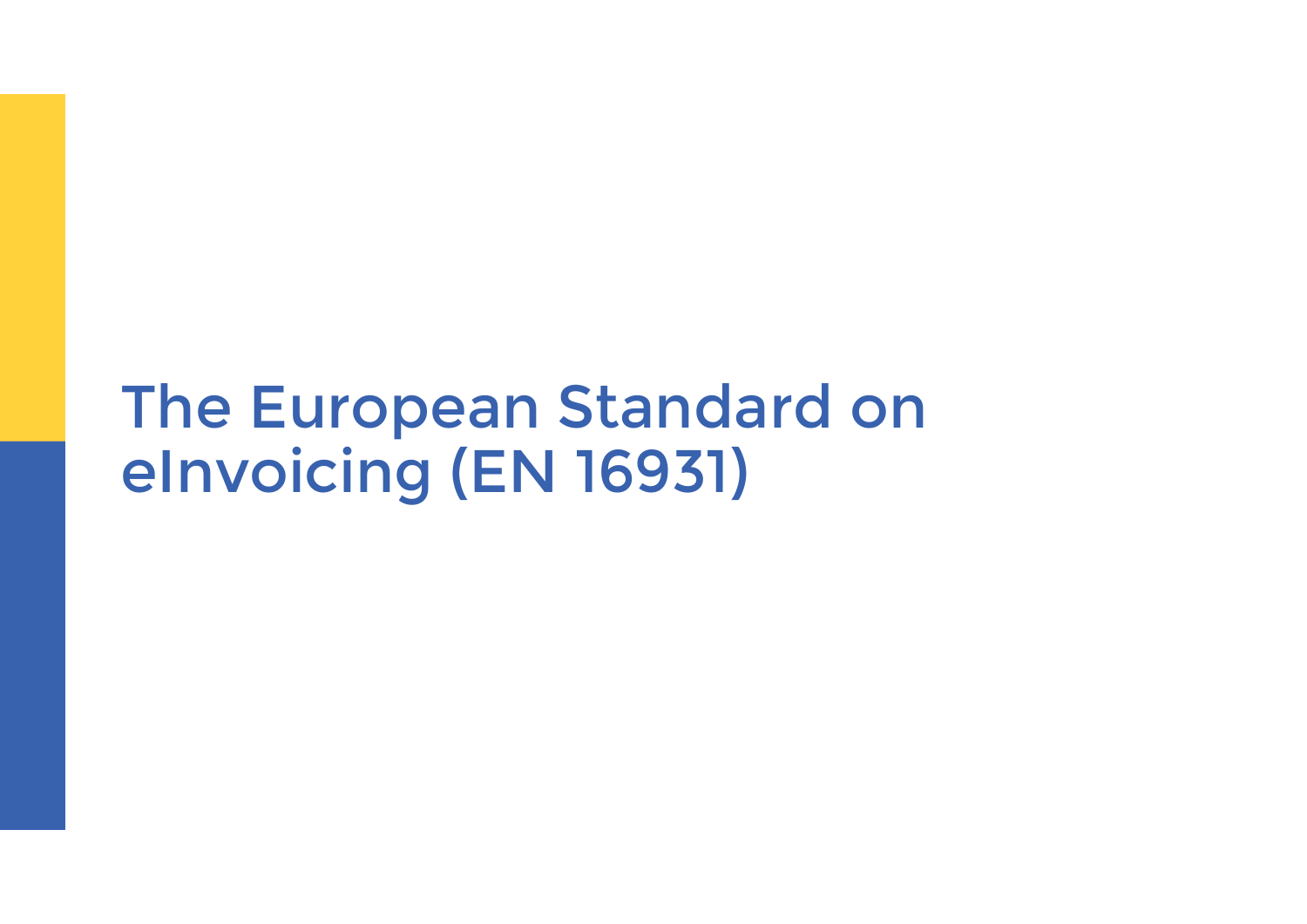# The European Standard on eInvoicing (EN 16931)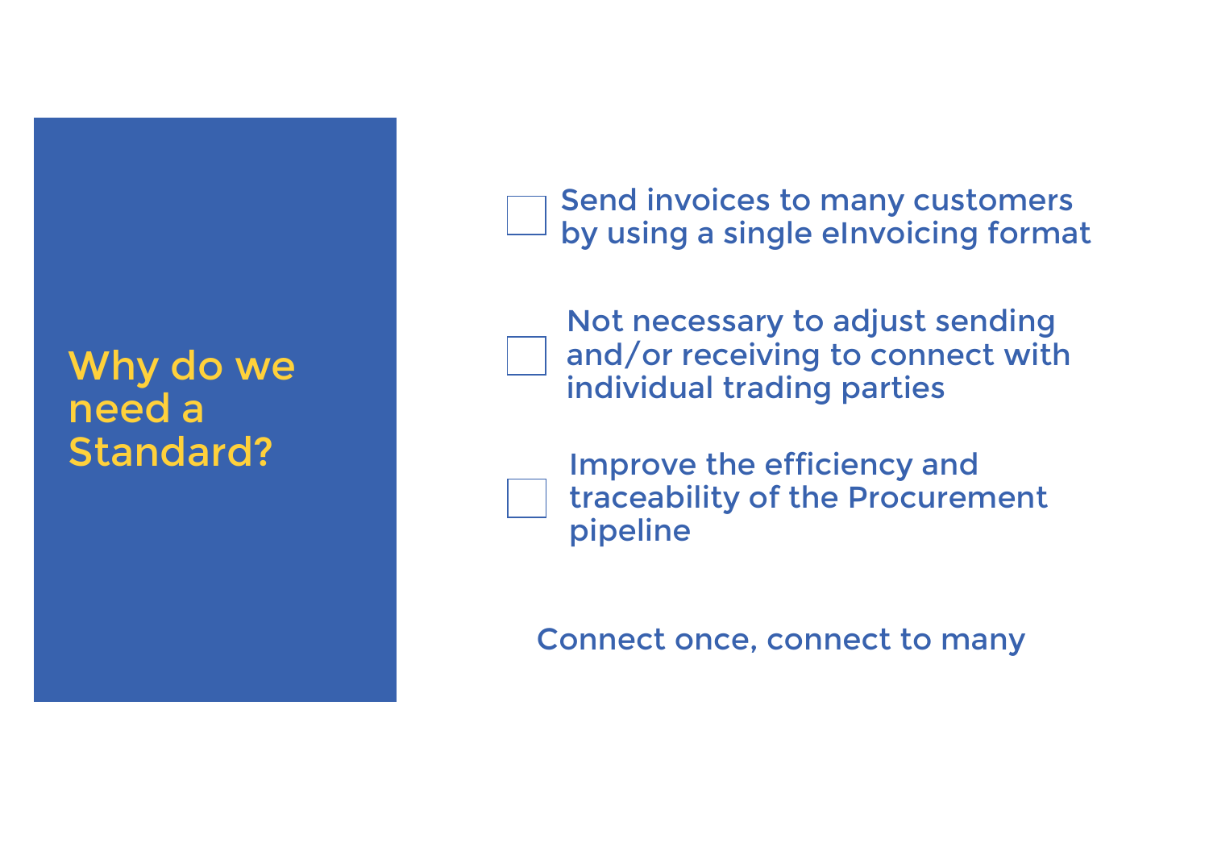# Why do we need a Standard?

- [ ] Send invoices to many customers by using a single eInvoicing format
- [ ] Not necessary to adjust sending and/or receiving to connect with individual trading parties
- [ ] Improve the efficiency and traceability of the Procurement pipeline

Connect once, connect to many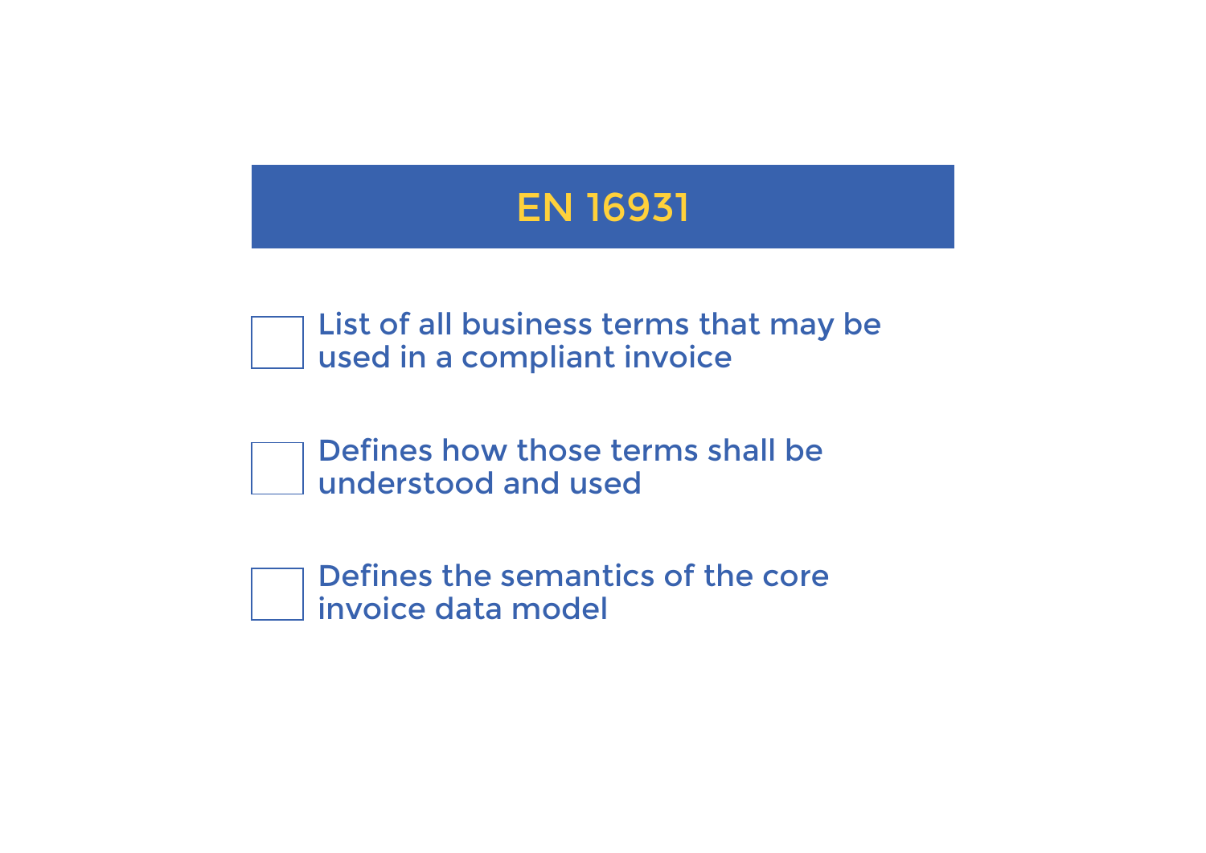# EN 16931

- [ ] List of all business terms that may be used in a compliant invoice
- [ ] Defines how those terms shall be understood and used
- [ ] Defines the semantics of the core invoice data model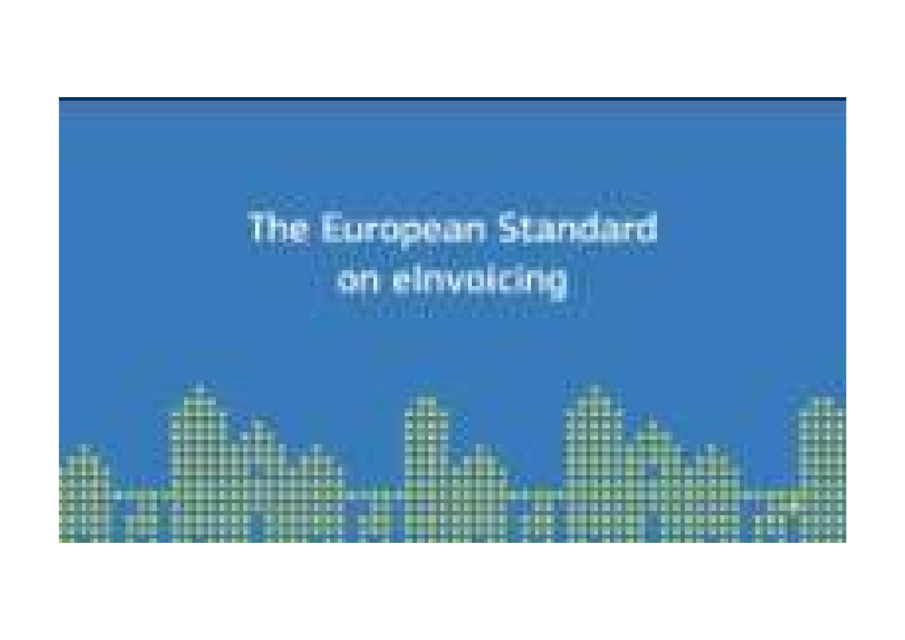The European Standard
on eInvoicing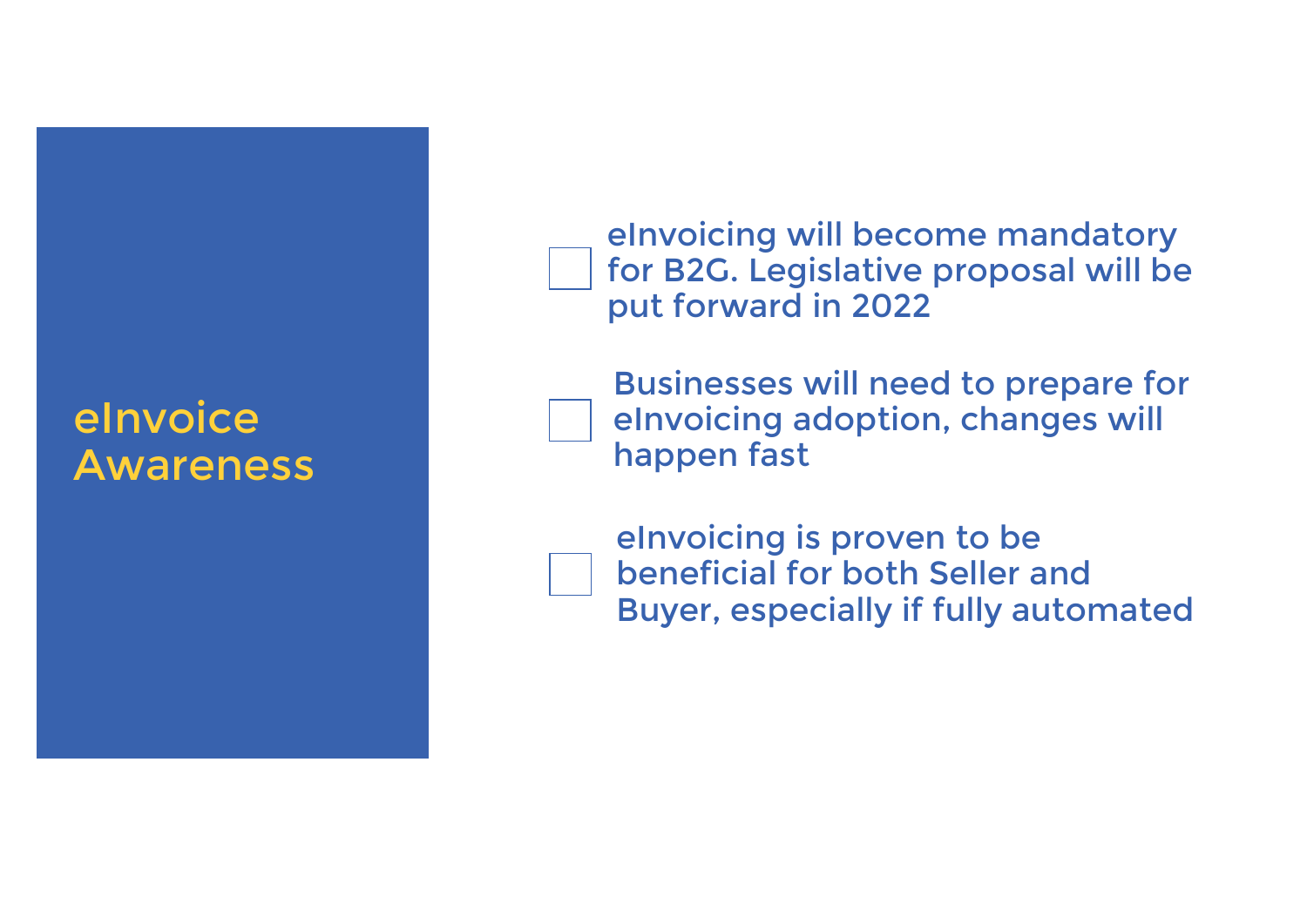# eInvoice Awareness

- [ ] eInvoicing will become mandatory for B2G. Legislative proposal will be put forward in 2022
- [ ] Businesses will need to prepare for eInvoicing adoption, changes will happen fast
- [ ] eInvoicing is proven to be beneficial for both Seller and Buyer, especially if fully automated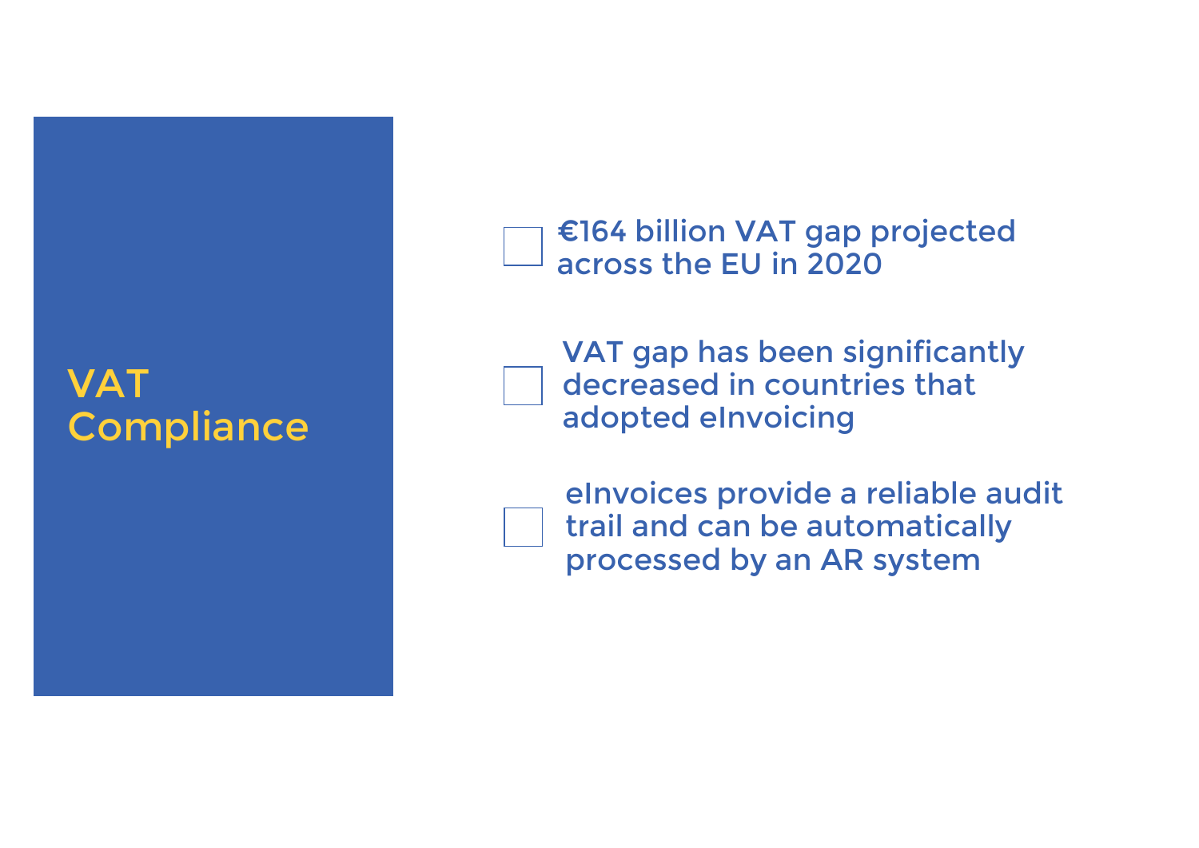# VAT Compliance

- €164 billion VAT gap projected across the EU in 2020
- VAT gap has been significantly decreased in countries that adopted eInvoicing
- eInvoices provide a reliable audit trail and can be automatically processed by an AR system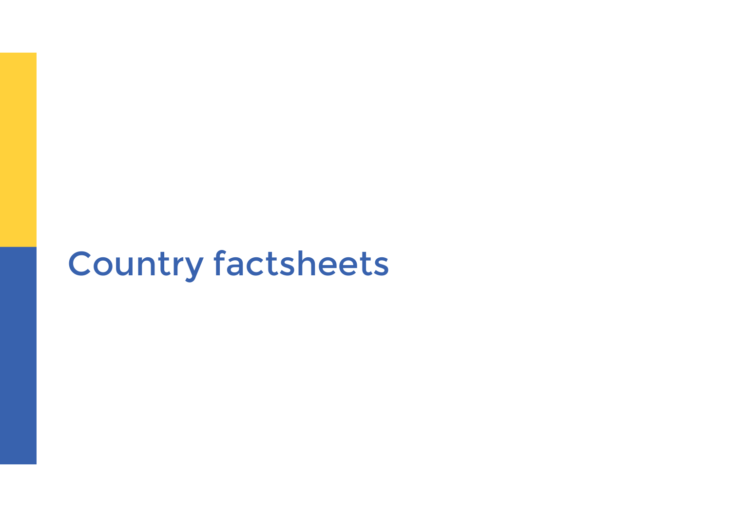# Country factsheets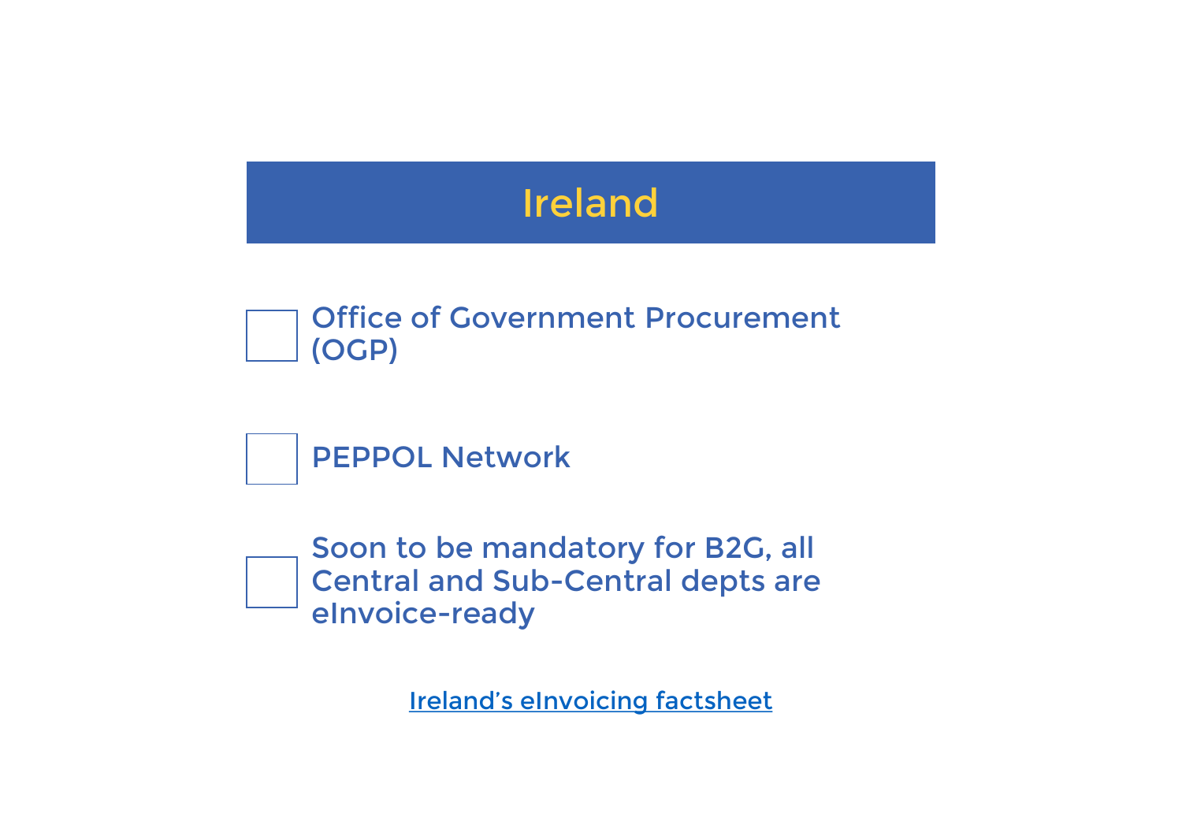# Ireland

- [ ] Office of Government Procurement (OGP)
- [ ] PEPPOL Network
- [ ] Soon to be mandatory for B2G, all Central and Sub-Central depts are eInvoice-ready

Ireland’s eInvoicing factsheet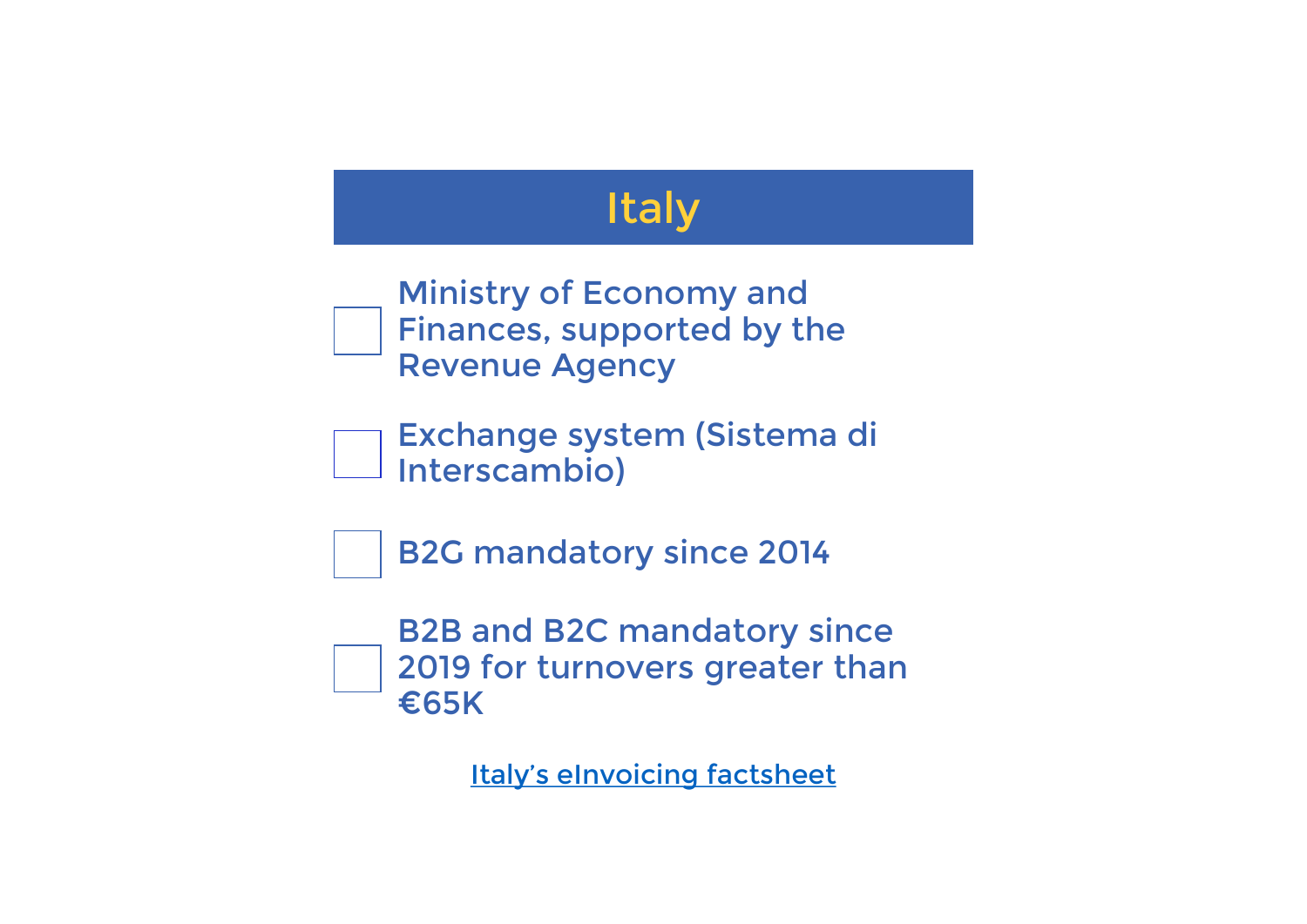# Italy

- Ministry of Economy and Finances, supported by the Revenue Agency
- Exchange system (Sistema di Interscambio)
- B2G mandatory since 2014
- B2B and B2C mandatory since 2019 for turnovers greater than €65K

Italy’s eInvoicing factsheet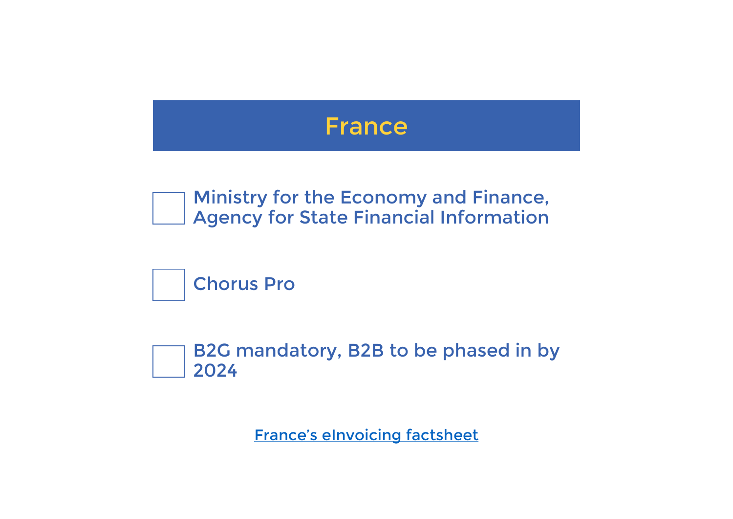# France

- Ministry for the Economy and Finance, Agency for State Financial Information
- Chorus Pro
- B2G mandatory, B2B to be phased in by 2024

France's eInvoicing factsheet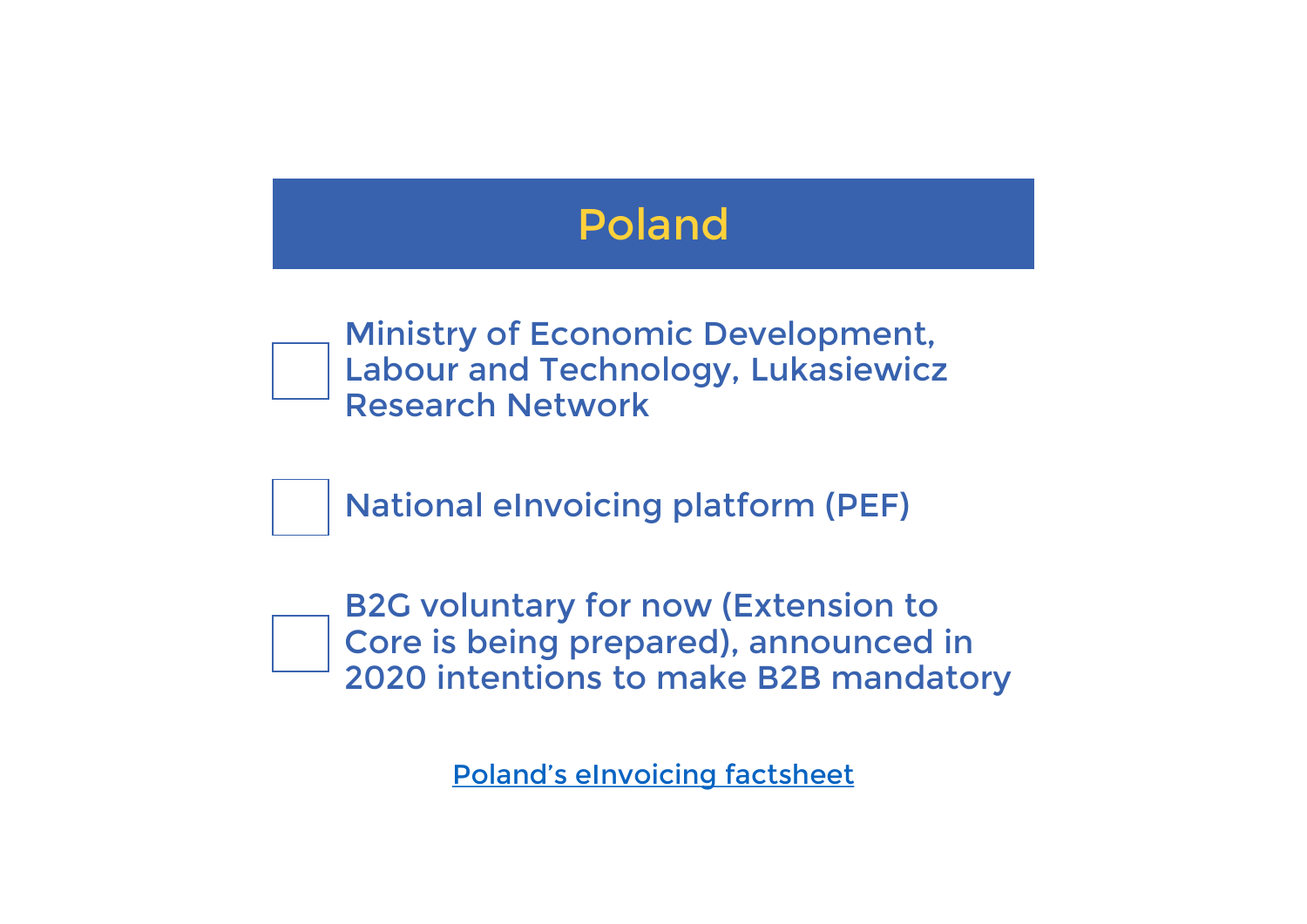# Poland

- Ministry of Economic Development, Labour and Technology, Lukasiewicz Research Network
- National eInvoicing platform (PEF)
- B2G voluntary for now (Extension to Core is being prepared), announced in 2020 intentions to make B2B mandatory

Poland’s eInvoicing factsheet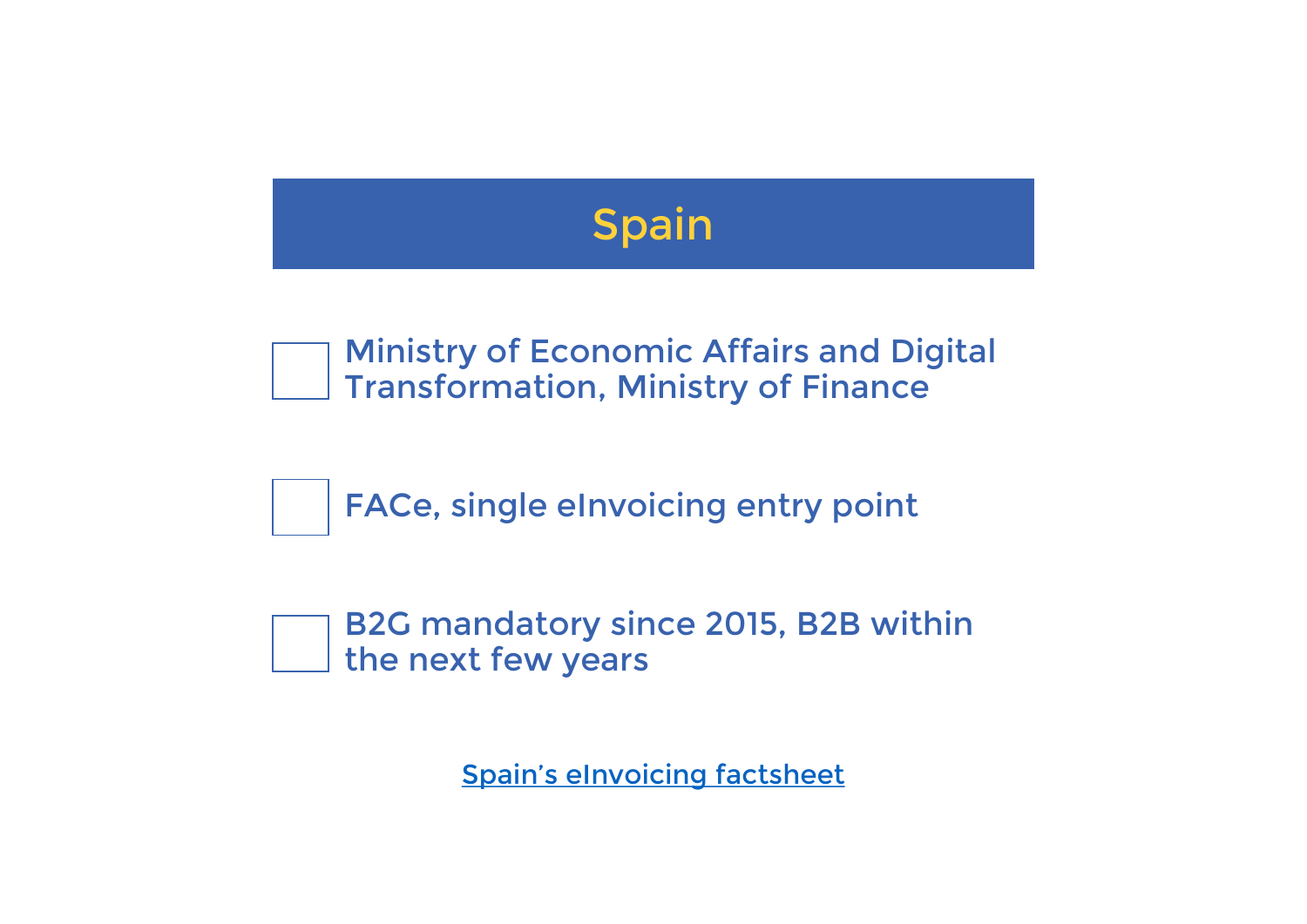# Spain

- Ministry of Economic Affairs and Digital Transformation, Ministry of Finance
- FACe, single eInvoicing entry point
- B2G mandatory since 2015, B2B within the next few years

Spain's eInvoicing factsheet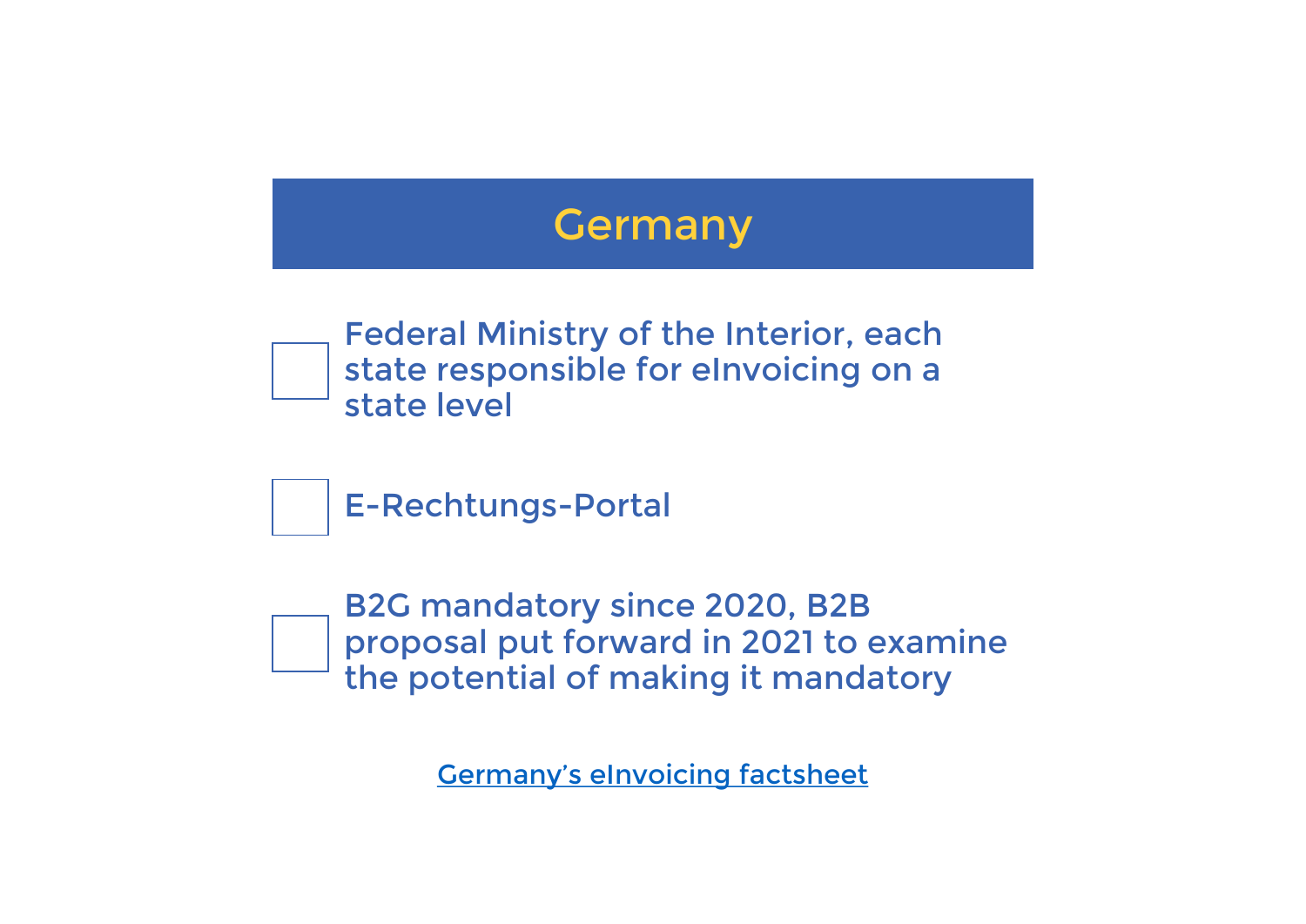# Germany

- [ ] Federal Ministry of the Interior, each state responsible for eInvoicing on a state level
- [ ] E-Rechtungs-Portal
- [ ] B2G mandatory since 2020, B2B proposal put forward in 2021 to examine the potential of making it mandatory

Germany’s eInvoicing factsheet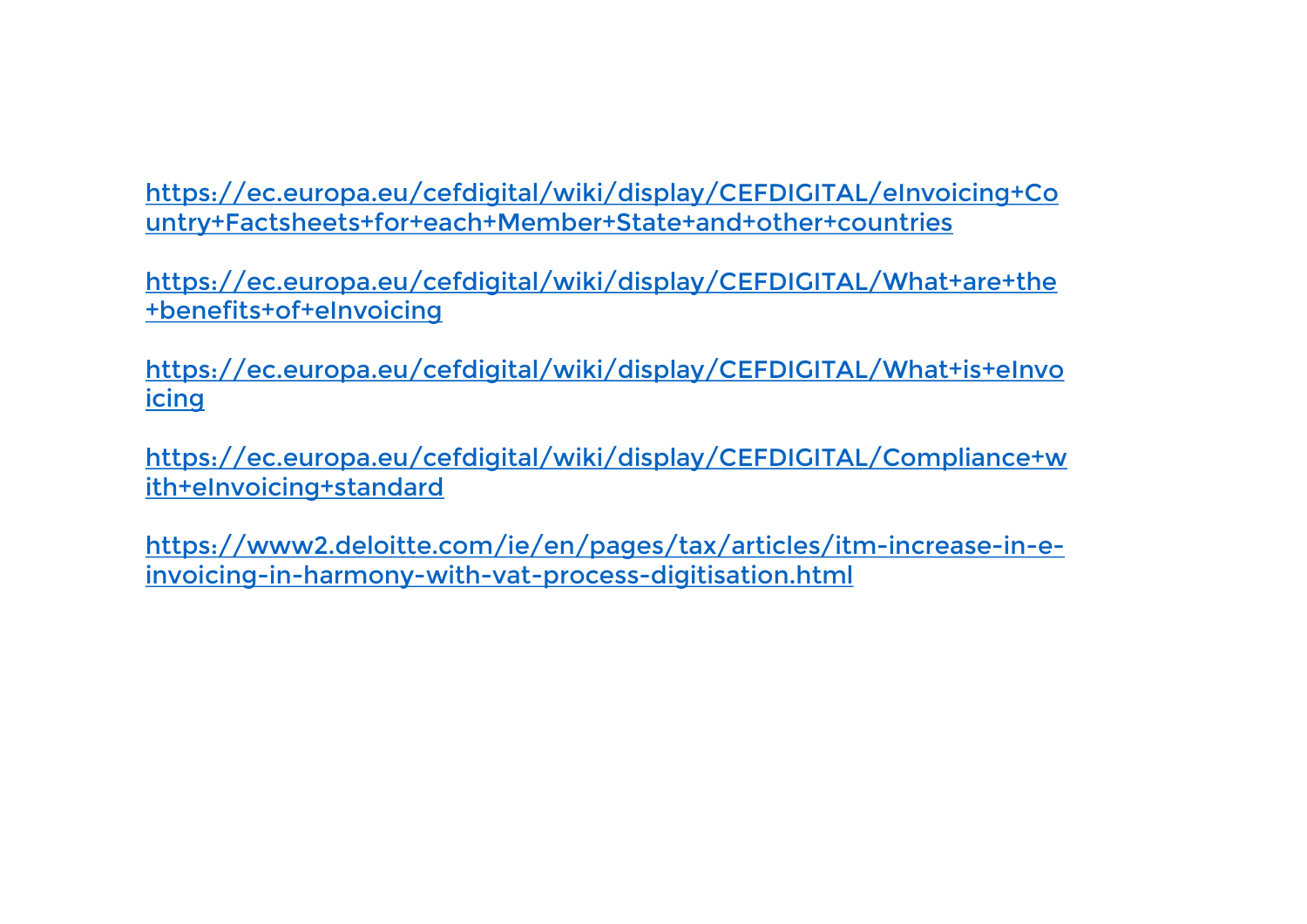https://ec.europa.eu/cefdigital/wiki/display/CEFDIGITAL/eInvoicing+Country+Factsheets+for+each+Member+State+and+other+countries

https://ec.europa.eu/cefdigital/wiki/display/CEFDIGITAL/What+are+the+benefits+of+eInvoicing

https://ec.europa.eu/cefdigital/wiki/display/CEFDIGITAL/What+is+eInvoicing

https://ec.europa.eu/cefdigital/wiki/display/CEFDIGITAL/Compliance+with+eInvoicing+standard

https://www2.deloitte.com/ie/en/pages/tax/articles/itm-increase-in-e-invoicing-in-harmony-with-vat-process-digitisation.html